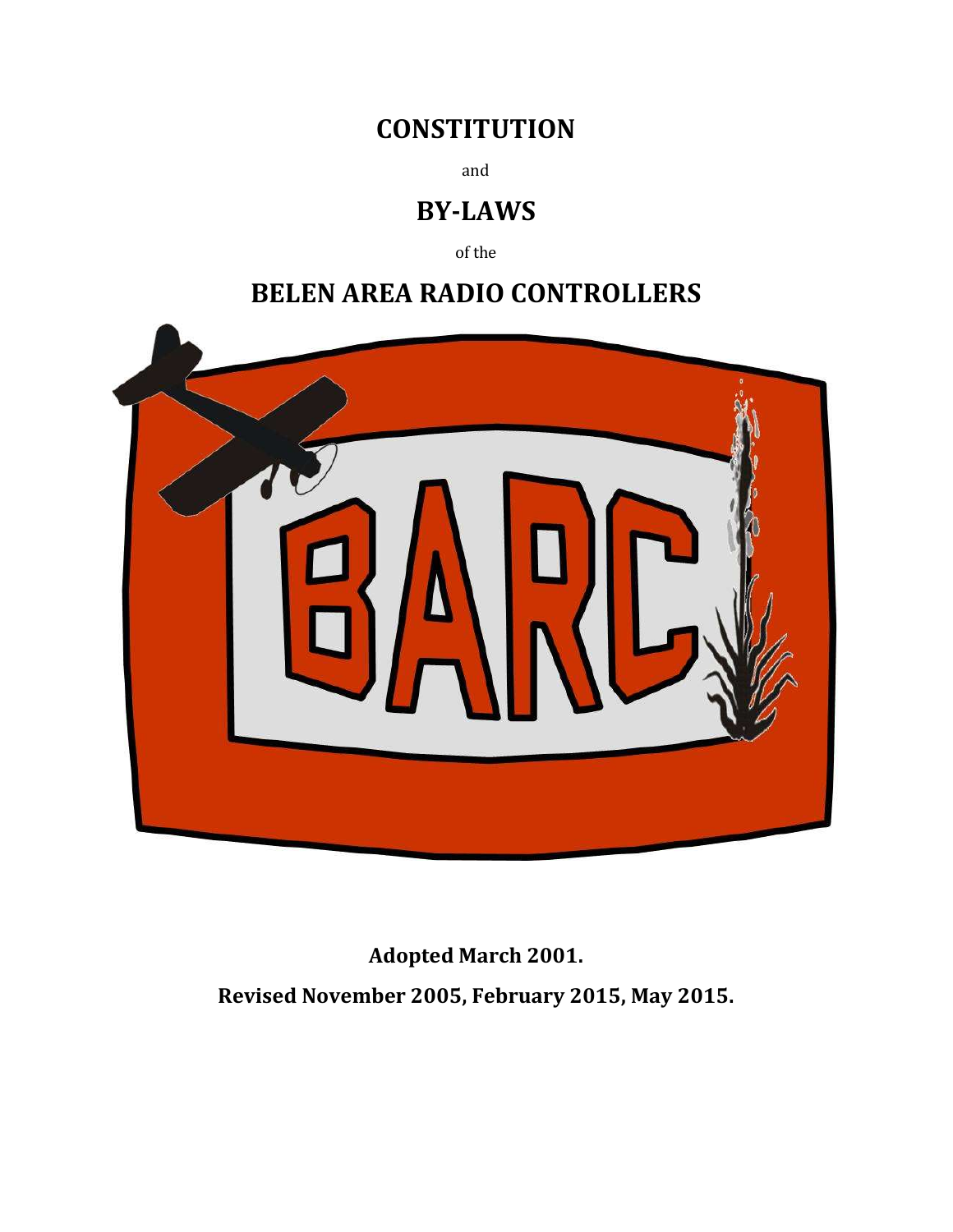# CONSTITUTION

and

# BY-LAWS

of the

# BELEN AREA RADIO CONTROLLERS

**Adopted March 2001.**

**Revised November 2005, February 2015, May 2015.**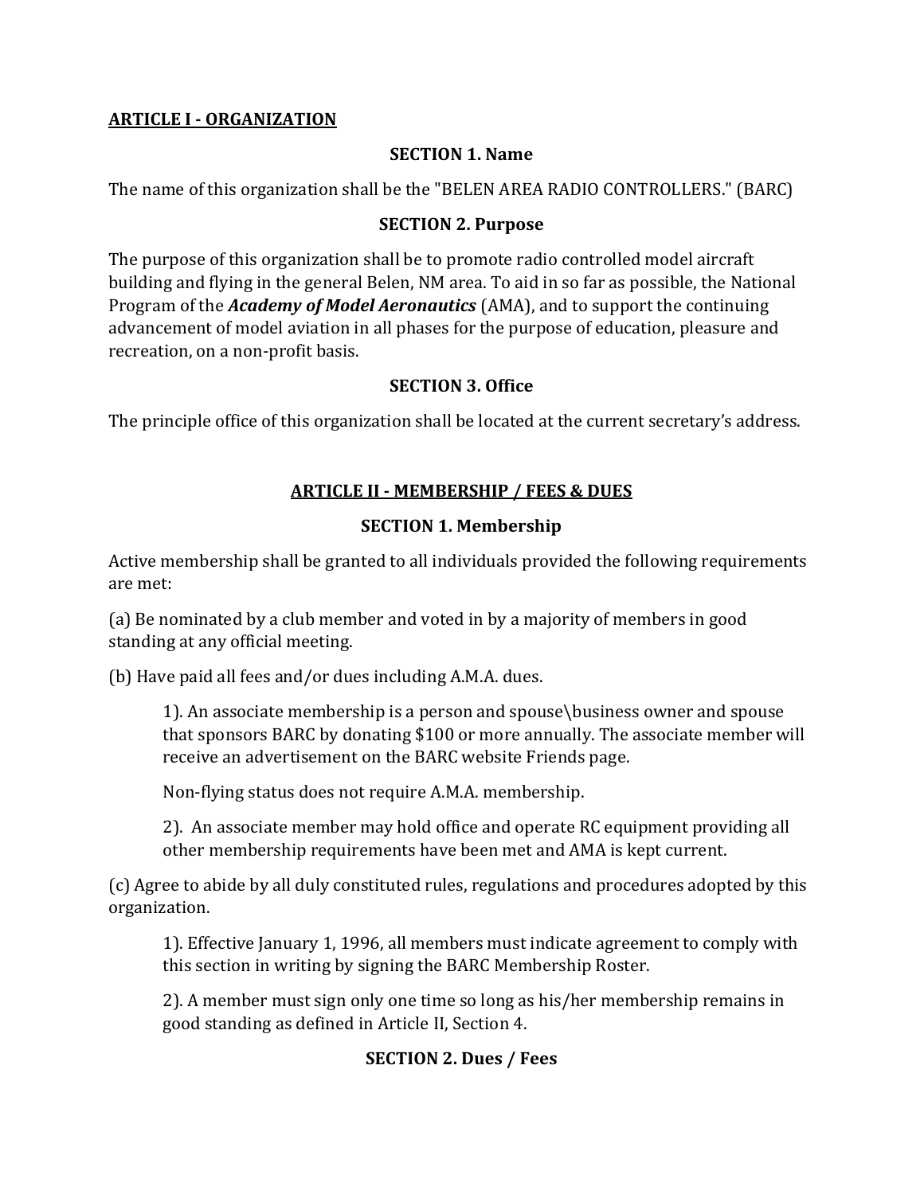## ARTICLE I - ORGANIZATION

### SECTION 1. Name

The name of this organization shall be the "BELEN AREA RADIO CONTROLLERS." (BARC)

### SECTION 2. Purpose

The purpose of this organization shall be to promote radio controlled model aircraft building and flying in the general Belen, NM area. To aid in so far as possible, the National Program of the ***Academy of Model Aeronautics*** (AMA), and to support the continuing advancement of model aviation in all phases for the purpose of education, pleasure and recreation, on a non-profit basis.

### SECTION 3. Office

The principle office of this organization shall be located at the current secretary's address.

## ARTICLE II - MEMBERSHIP / FEES & DUES

### SECTION 1. Membership

Active membership shall be granted to all individuals provided the following requirements are met:

(a) Be nominated by a club member and voted in by a majority of members in good standing at any official meeting.

(b) Have paid all fees and/or dues including A.M.A. dues.

> 1). An associate membership is a person and spouse\business owner and spouse that sponsors BARC by donating $100 or more annually. The associate member will receive an advertisement on the BARC website Friends page.
>
> Non-flying status does not require A.M.A. membership.
>
> 2). An associate member may hold office and operate RC equipment providing all other membership requirements have been met and AMA is kept current.

(c) Agree to abide by all duly constituted rules, regulations and procedures adopted by this organization.

> 1). Effective January 1, 1996, all members must indicate agreement to comply with this section in writing by signing the BARC Membership Roster.
>
> 2). A member must sign only one time so long as his/her membership remains in good standing as defined in Article II, Section 4.

### SECTION 2. Dues / Fees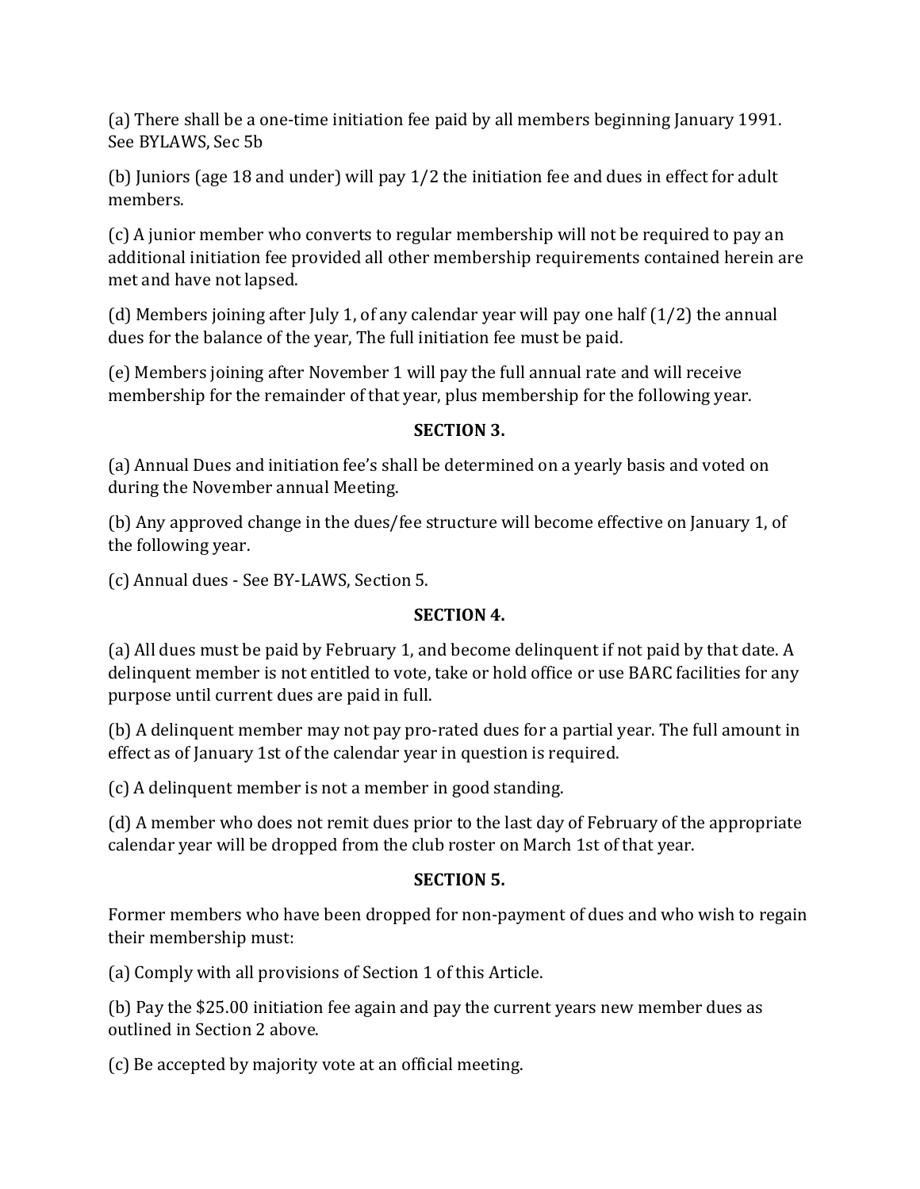(a) There shall be a one-time initiation fee paid by all members beginning January 1991. See BYLAWS, Sec 5b

(b) Juniors (age 18 and under) will pay 1/2 the initiation fee and dues in effect for adult members.

(c) A junior member who converts to regular membership will not be required to pay an additional initiation fee provided all other membership requirements contained herein are met and have not lapsed.

(d) Members joining after July 1, of any calendar year will pay one half (1/2) the annual dues for the balance of the year, The full initiation fee must be paid.

(e) Members joining after November 1 will pay the full annual rate and will receive membership for the remainder of that year, plus membership for the following year.

**SECTION 3.**

(a) Annual Dues and initiation fee's shall be determined on a yearly basis and voted on during the November annual Meeting.

(b) Any approved change in the dues/fee structure will become effective on January 1, of the following year.

(c) Annual dues - See BY-LAWS, Section 5.

**SECTION 4.**

(a) All dues must be paid by February 1, and become delinquent if not paid by that date. A delinquent member is not entitled to vote, take or hold office or use BARC facilities for any purpose until current dues are paid in full.

(b) A delinquent member may not pay pro-rated dues for a partial year. The full amount in effect as of January 1st of the calendar year in question is required.

(c) A delinquent member is not a member in good standing.

(d) A member who does not remit dues prior to the last day of February of the appropriate calendar year will be dropped from the club roster on March 1st of that year.

**SECTION 5.**

Former members who have been dropped for non-payment of dues and who wish to regain their membership must:

(a) Comply with all provisions of Section 1 of this Article.

(b) Pay the $25.00 initiation fee again and pay the current years new member dues as outlined in Section 2 above.

(c) Be accepted by majority vote at an official meeting.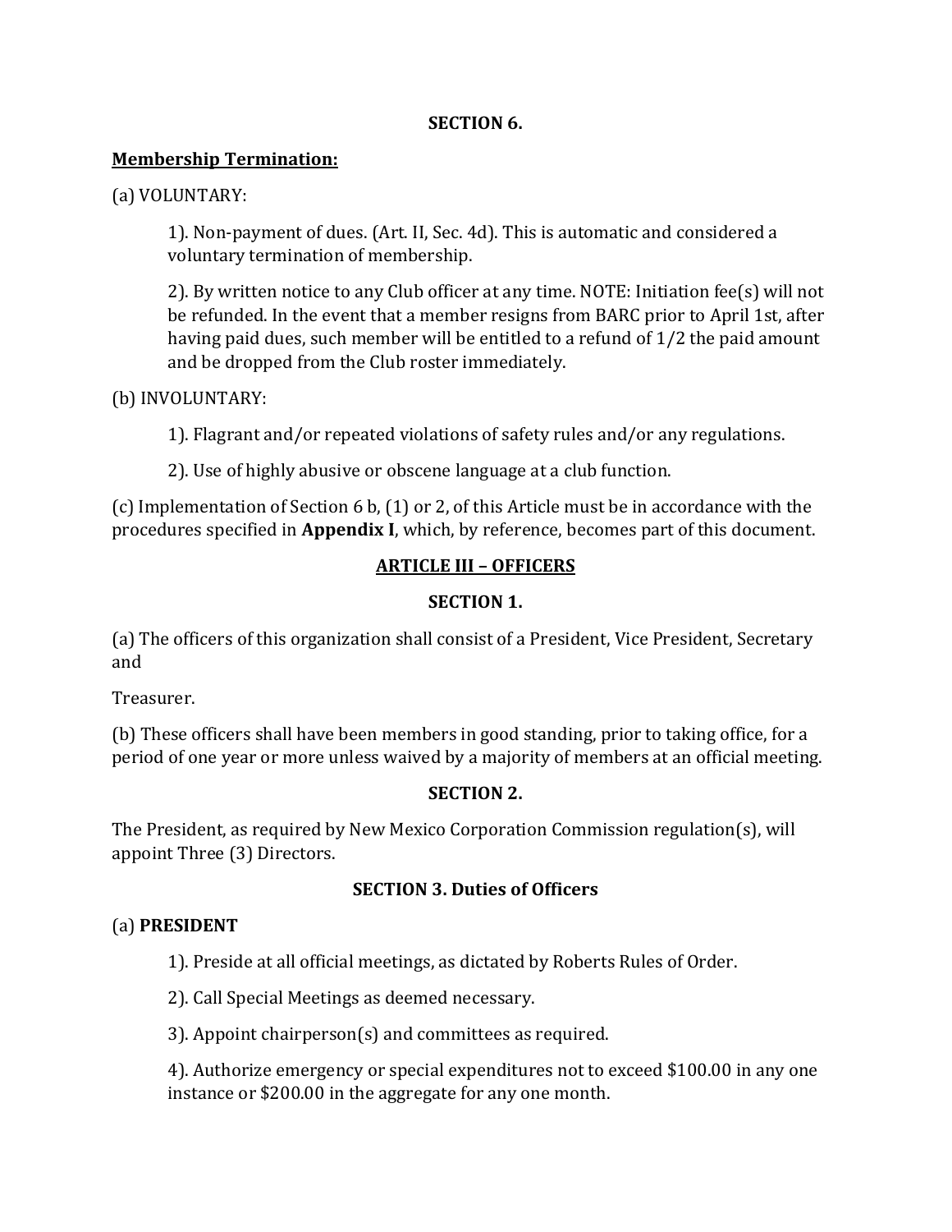**SECTION 6.**

**Membership Termination:**

(a) VOLUNTARY:

> 1). Non-payment of dues. (Art. II, Sec. 4d). This is automatic and considered a voluntary termination of membership.
>
> 2). By written notice to any Club officer at any time. NOTE: Initiation fee(s) will not be refunded. In the event that a member resigns from BARC prior to April 1st, after having paid dues, such member will be entitled to a refund of 1/2 the paid amount and be dropped from the Club roster immediately.

(b) INVOLUNTARY:

> 1). Flagrant and/or repeated violations of safety rules and/or any regulations.
>
> 2). Use of highly abusive or obscene language at a club function.

(c) Implementation of Section 6 b, (1) or 2, of this Article must be in accordance with the procedures specified in **Appendix I**, which, by reference, becomes part of this document.

## ARTICLE III – OFFICERS

**SECTION 1.**

(a) The officers of this organization shall consist of a President, Vice President, Secretary and

Treasurer.

(b) These officers shall have been members in good standing, prior to taking office, for a period of one year or more unless waived by a majority of members at an official meeting.

**SECTION 2.**

The President, as required by New Mexico Corporation Commission regulation(s), will appoint Three (3) Directors.

**SECTION 3. Duties of Officers**

(a) **PRESIDENT**

> 1). Preside at all official meetings, as dictated by Roberts Rules of Order.
>
> 2). Call Special Meetings as deemed necessary.
>
> 3). Appoint chairperson(s) and committees as required.
>
> 4). Authorize emergency or special expenditures not to exceed $100.00 in any one instance or $200.00 in the aggregate for any one month.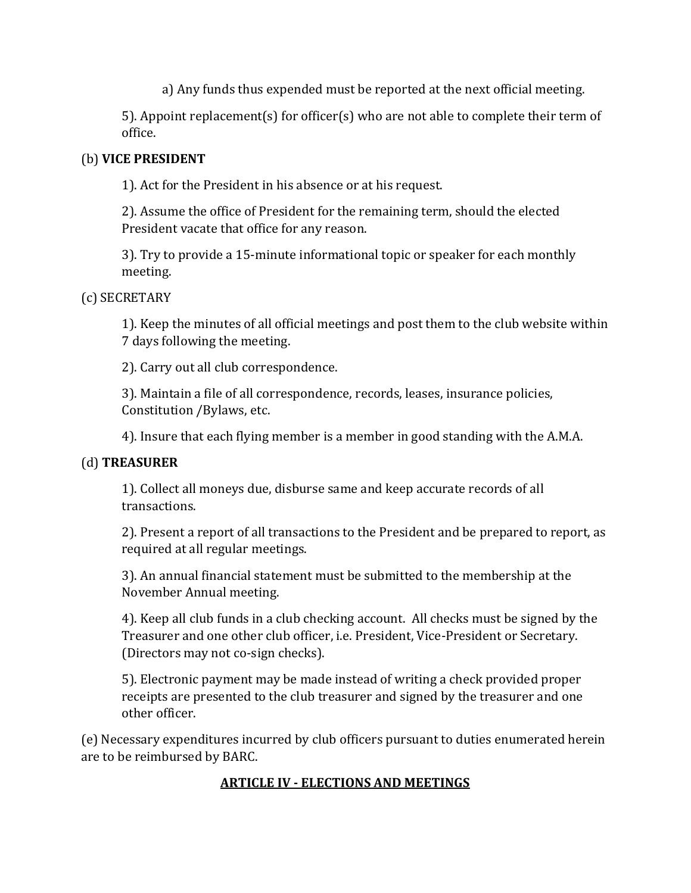a) Any funds thus expended must be reported at the next official meeting.

5). Appoint replacement(s) for officer(s) who are not able to complete their term of office.

(b) **VICE PRESIDENT**

1). Act for the President in his absence or at his request.

2). Assume the office of President for the remaining term, should the elected President vacate that office for any reason.

3). Try to provide a 15-minute informational topic or speaker for each monthly meeting.

(c) SECRETARY

1). Keep the minutes of all official meetings and post them to the club website within 7 days following the meeting.

2). Carry out all club correspondence.

3). Maintain a file of all correspondence, records, leases, insurance policies, Constitution /Bylaws, etc.

4). Insure that each flying member is a member in good standing with the A.M.A.

(d) **TREASURER**

1). Collect all moneys due, disburse same and keep accurate records of all transactions.

2). Present a report of all transactions to the President and be prepared to report, as required at all regular meetings.

3). An annual financial statement must be submitted to the membership at the November Annual meeting.

4). Keep all club funds in a club checking account. All checks must be signed by the Treasurer and one other club officer, i.e. President, Vice-President or Secretary. (Directors may not co-sign checks).

5). Electronic payment may be made instead of writing a check provided proper receipts are presented to the club treasurer and signed by the treasurer and one other officer.

(e) Necessary expenditures incurred by club officers pursuant to duties enumerated herein are to be reimbursed by BARC.

## <u>ARTICLE IV - ELECTIONS AND MEETINGS</u>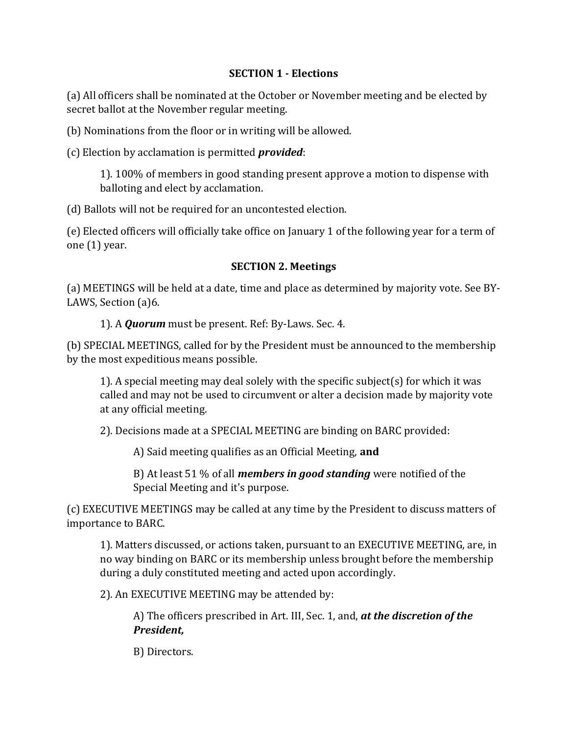### SECTION 1 - Elections

(a) All officers shall be nominated at the October or November meeting and be elected by secret ballot at the November regular meeting.

(b) Nominations from the floor or in writing will be allowed.

(c) Election by acclamation is permitted ***provided***:

> 1). 100% of members in good standing present approve a motion to dispense with balloting and elect by acclamation.

(d) Ballots will not be required for an uncontested election.

(e) Elected officers will officially take office on January 1 of the following year for a term of one (1) year.

### SECTION 2. Meetings

(a) MEETINGS will be held at a date, time and place as determined by majority vote. See BY-LAWS, Section (a)6.

> 1). A ***Quorum*** must be present. Ref: By-Laws. Sec. 4.

(b) SPECIAL MEETINGS, called for by the President must be announced to the membership by the most expeditious means possible.

> 1). A special meeting may deal solely with the specific subject(s) for which it was called and may not be used to circumvent or alter a decision made by majority vote at any official meeting.
>
> 2). Decisions made at a SPECIAL MEETING are binding on BARC provided:
>
> > A) Said meeting qualifies as an Official Meeting, **and**
> >
> > B) At least 51 % of all ***members in good standing*** were notified of the Special Meeting and it's purpose.

(c) EXECUTIVE MEETINGS may be called at any time by the President to discuss matters of importance to BARC.

> 1). Matters discussed, or actions taken, pursuant to an EXECUTIVE MEETING, are, in no way binding on BARC or its membership unless brought before the membership during a duly constituted meeting and acted upon accordingly.
>
> 2). An EXECUTIVE MEETING may be attended by:
>
> > A) The officers prescribed in Art. III, Sec. 1, and, ***at the discretion of the President,***
> >
> > B) Directors.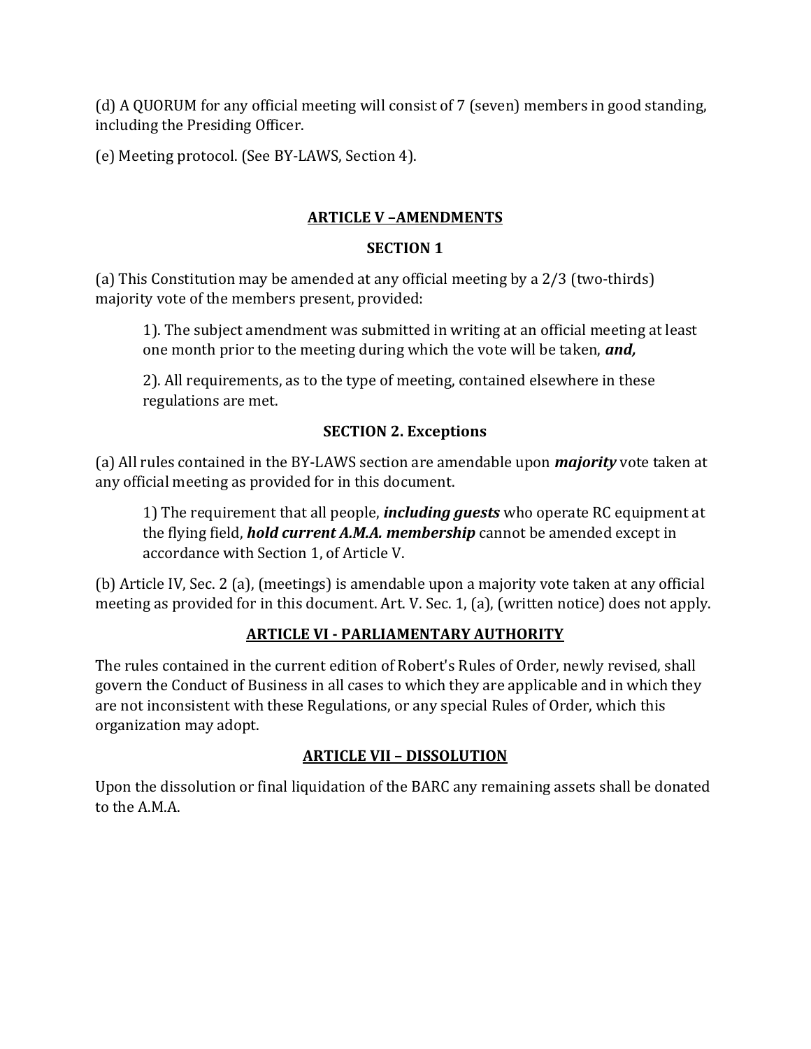(d) A QUORUM for any official meeting will consist of 7 (seven) members in good standing, including the Presiding Officer.

(e) Meeting protocol. (See BY-LAWS, Section 4).

## ARTICLE V –AMENDMENTS

### SECTION 1

(a) This Constitution may be amended at any official meeting by a 2/3 (two-thirds) majority vote of the members present, provided:

> 1). The subject amendment was submitted in writing at an official meeting at least one month prior to the meeting during which the vote will be taken, ***and,***
>
> 2). All requirements, as to the type of meeting, contained elsewhere in these regulations are met.

### SECTION 2. Exceptions

(a) All rules contained in the BY-LAWS section are amendable upon ***majority*** vote taken at any official meeting as provided for in this document.

> 1) The requirement that all people, ***including guests*** who operate RC equipment at the flying field, ***hold current A.M.A. membership*** cannot be amended except in accordance with Section 1, of Article V.

(b) Article IV, Sec. 2 (a), (meetings) is amendable upon a majority vote taken at any official meeting as provided for in this document. Art. V. Sec. 1, (a), (written notice) does not apply.

## ARTICLE VI - PARLIAMENTARY AUTHORITY

The rules contained in the current edition of Robert's Rules of Order, newly revised, shall govern the Conduct of Business in all cases to which they are applicable and in which they are not inconsistent with these Regulations, or any special Rules of Order, which this organization may adopt.

## ARTICLE VII – DISSOLUTION

Upon the dissolution or final liquidation of the BARC any remaining assets shall be donated to the A.M.A.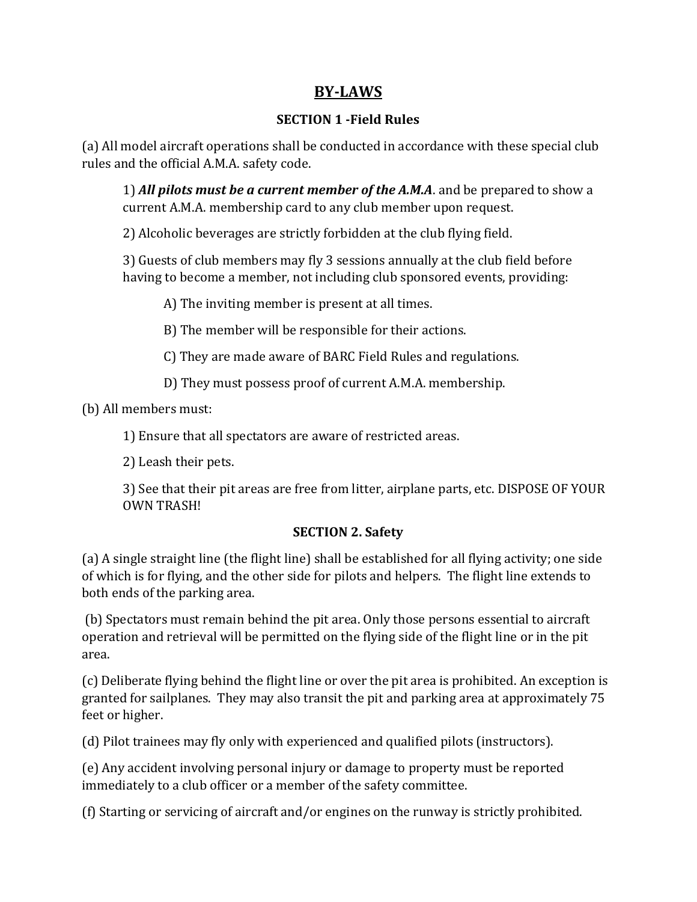# BY-LAWS

## SECTION 1 -Field Rules

(a) All model aircraft operations shall be conducted in accordance with these special club rules and the official A.M.A. safety code.

1) ***All pilots must be a current member of the A.M.A***. and be prepared to show a current A.M.A. membership card to any club member upon request.

2) Alcoholic beverages are strictly forbidden at the club flying field.

3) Guests of club members may fly 3 sessions annually at the club field before having to become a member, not including club sponsored events, providing:

A) The inviting member is present at all times.

B) The member will be responsible for their actions.

C) They are made aware of BARC Field Rules and regulations.

D) They must possess proof of current A.M.A. membership.

(b) All members must:

1) Ensure that all spectators are aware of restricted areas.

2) Leash their pets.

3) See that their pit areas are free from litter, airplane parts, etc. DISPOSE OF YOUR OWN TRASH!

## SECTION 2. Safety

(a) A single straight line (the flight line) shall be established for all flying activity; one side of which is for flying, and the other side for pilots and helpers. The flight line extends to both ends of the parking area.

(b) Spectators must remain behind the pit area. Only those persons essential to aircraft operation and retrieval will be permitted on the flying side of the flight line or in the pit area.

(c) Deliberate flying behind the flight line or over the pit area is prohibited. An exception is granted for sailplanes. They may also transit the pit and parking area at approximately 75 feet or higher.

(d) Pilot trainees may fly only with experienced and qualified pilots (instructors).

(e) Any accident involving personal injury or damage to property must be reported immediately to a club officer or a member of the safety committee.

(f) Starting or servicing of aircraft and/or engines on the runway is strictly prohibited.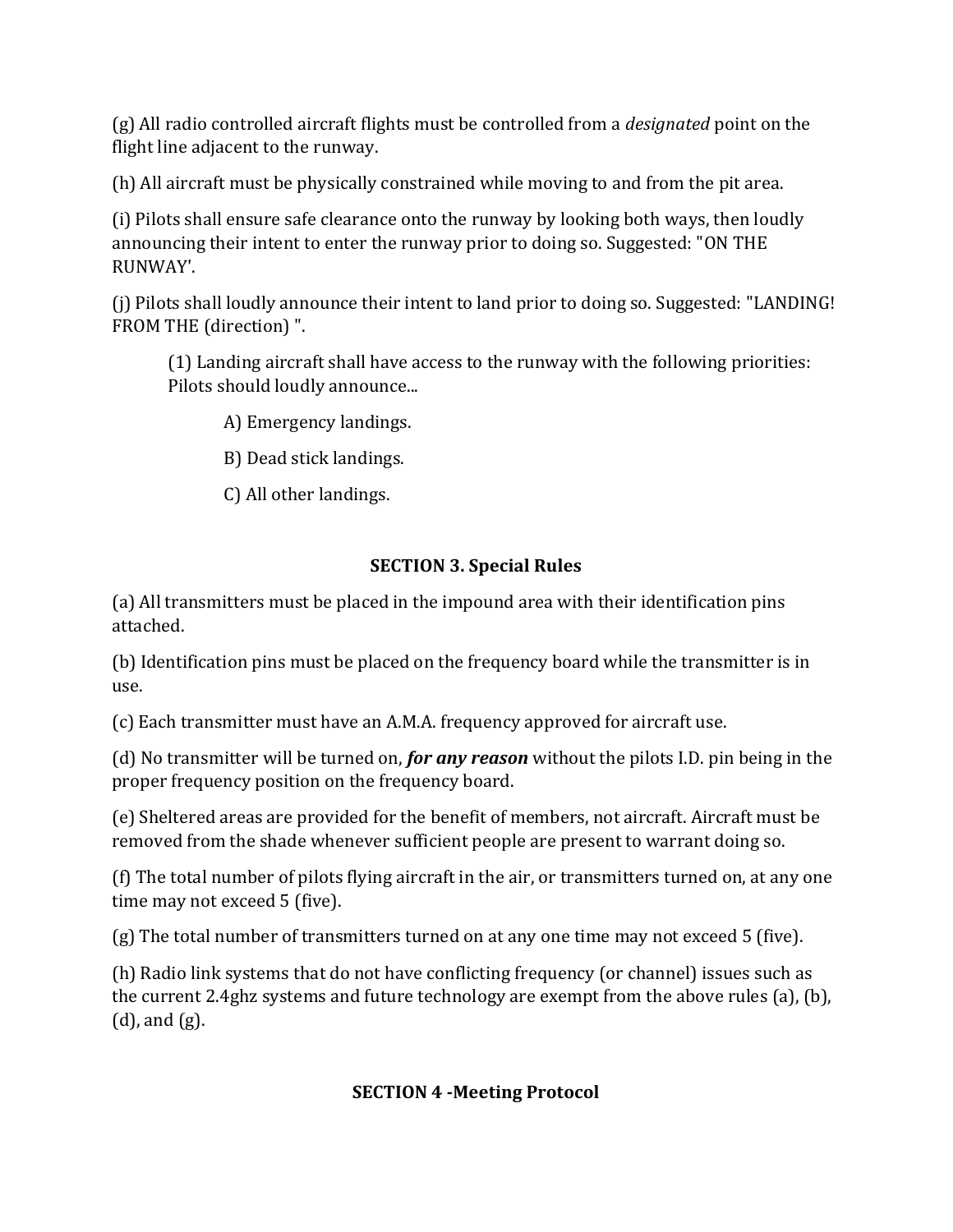(g) All radio controlled aircraft flights must be controlled from a *designated* point on the flight line adjacent to the runway.

(h) All aircraft must be physically constrained while moving to and from the pit area.

(i) Pilots shall ensure safe clearance onto the runway by looking both ways, then loudly announcing their intent to enter the runway prior to doing so. Suggested: "ON THE RUNWAY'.

(j) Pilots shall loudly announce their intent to land prior to doing so. Suggested: "LANDING! FROM THE (direction) ".

> (1) Landing aircraft shall have access to the runway with the following priorities: Pilots should loudly announce...
>
> > A) Emergency landings.
> >
> > B) Dead stick landings.
> >
> > C) All other landings.

## SECTION 3. Special Rules

(a) All transmitters must be placed in the impound area with their identification pins attached.

(b) Identification pins must be placed on the frequency board while the transmitter is in use.

(c) Each transmitter must have an A.M.A. frequency approved for aircraft use.

(d) No transmitter will be turned on, ***for any reason*** without the pilots I.D. pin being in the proper frequency position on the frequency board.

(e) Sheltered areas are provided for the benefit of members, not aircraft. Aircraft must be removed from the shade whenever sufficient people are present to warrant doing so.

(f) The total number of pilots flying aircraft in the air, or transmitters turned on, at any one time may not exceed 5 (five).

(g) The total number of transmitters turned on at any one time may not exceed 5 (five).

(h) Radio link systems that do not have conflicting frequency (or channel) issues such as the current 2.4ghz systems and future technology are exempt from the above rules (a), (b), (d), and (g).

## SECTION 4 -Meeting Protocol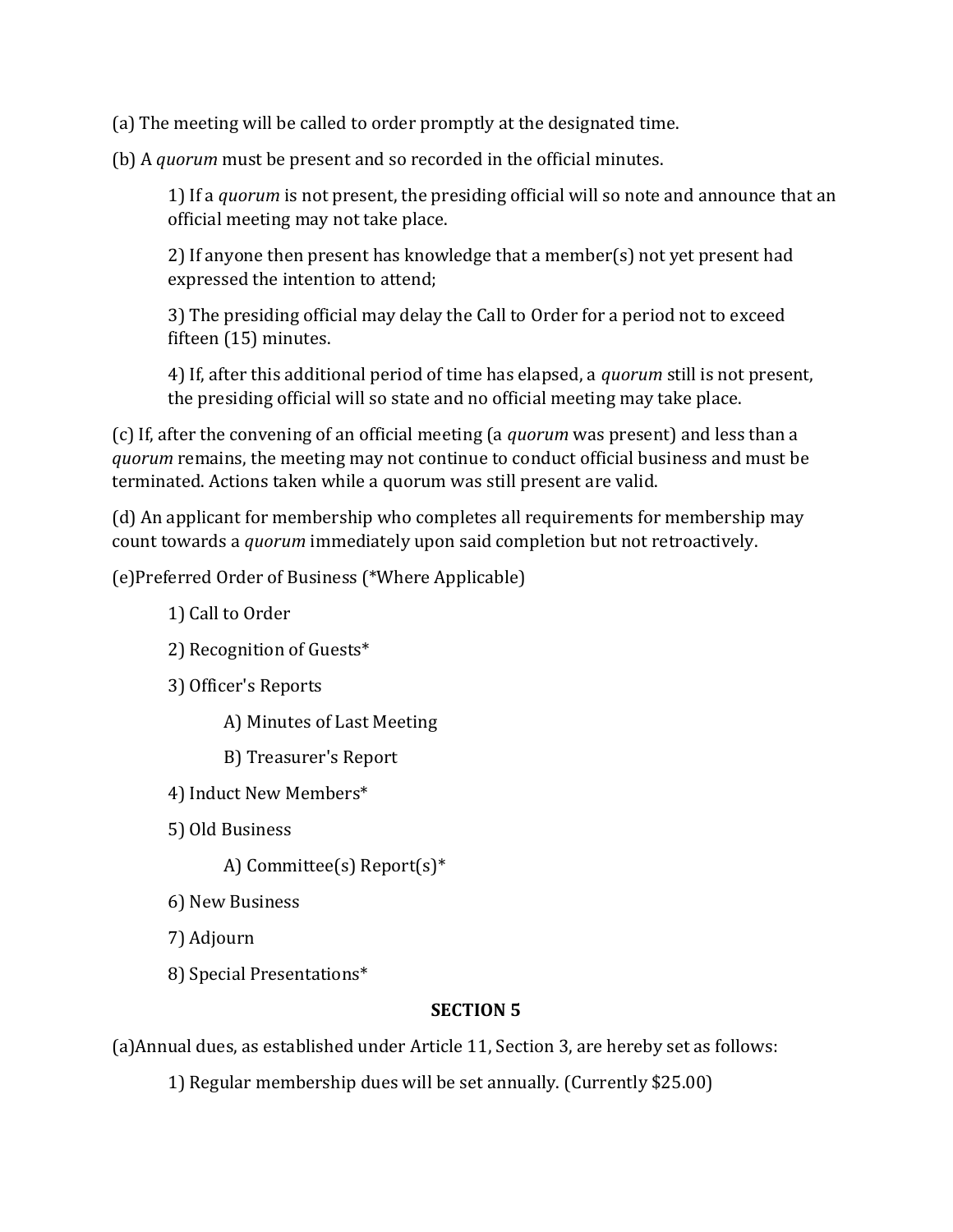(a) The meeting will be called to order promptly at the designated time.

(b) A *quorum* must be present and so recorded in the official minutes.

> 1) If a *quorum* is not present, the presiding official will so note and announce that an official meeting may not take place.
>
> 2) If anyone then present has knowledge that a member(s) not yet present had expressed the intention to attend;
>
> 3) The presiding official may delay the Call to Order for a period not to exceed fifteen (15) minutes.
>
> 4) If, after this additional period of time has elapsed, a *quorum* still is not present, the presiding official will so state and no official meeting may take place.

(c) If, after the convening of an official meeting (a *quorum* was present) and less than a *quorum* remains, the meeting may not continue to conduct official business and must be terminated. Actions taken while a quorum was still present are valid.

(d) An applicant for membership who completes all requirements for membership may count towards a *quorum* immediately upon said completion but not retroactively.

(e)Preferred Order of Business (*Where Applicable)

> 1) Call to Order
>
> 2) Recognition of Guests*
>
> 3) Officer's Reports
>
> > A) Minutes of Last Meeting
> >
> > B) Treasurer's Report
>
> 4) Induct New Members*
>
> 5) Old Business
>
> > A) Committee(s) Report(s)*
>
> 6) New Business
>
> 7) Adjourn
>
> 8) Special Presentations*

**SECTION 5**

(a)Annual dues, as established under Article 11, Section 3, are hereby set as follows:

> 1) Regular membership dues will be set annually. (Currently $25.00)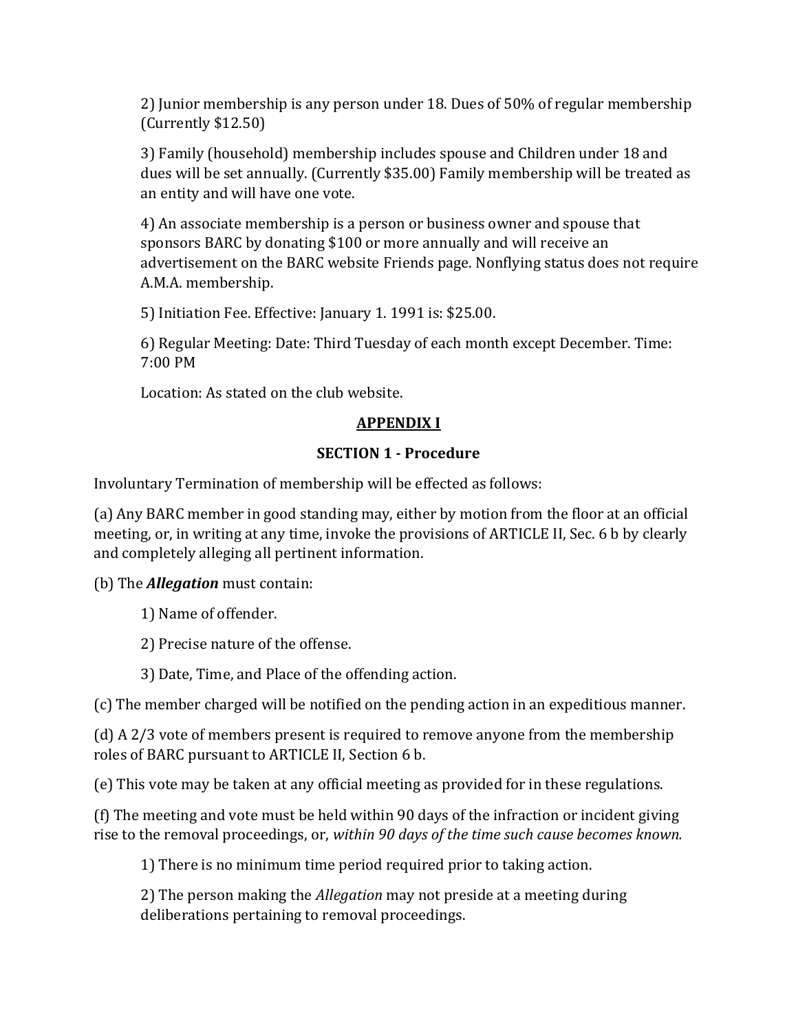2) Junior membership is any person under 18. Dues of 50% of regular membership (Currently $12.50)

3) Family (household) membership includes spouse and Children under 18 and dues will be set annually. (Currently $35.00) Family membership will be treated as an entity and will have one vote.

4) An associate membership is a person or business owner and spouse that sponsors BARC by donating $100 or more annually and will receive an advertisement on the BARC website Friends page. Nonflying status does not require A.M.A. membership.

5) Initiation Fee. Effective: January 1. 1991 is: $25.00.

6) Regular Meeting: Date: Third Tuesday of each month except December. Time: 7:00 PM

Location: As stated on the club website.

## APPENDIX I

### SECTION 1 - Procedure

Involuntary Termination of membership will be effected as follows:

(a) Any BARC member in good standing may, either by motion from the floor at an official meeting, or, in writing at any time, invoke the provisions of ARTICLE II, Sec. 6 b by clearly and completely alleging all pertinent information.

(b) The ***Allegation*** must contain:

1) Name of offender.

2) Precise nature of the offense.

3) Date, Time, and Place of the offending action.

(c) The member charged will be notified on the pending action in an expeditious manner.

(d) A 2/3 vote of members present is required to remove anyone from the membership roles of BARC pursuant to ARTICLE II, Section 6 b.

(e) This vote may be taken at any official meeting as provided for in these regulations.

(f) The meeting and vote must be held within 90 days of the infraction or incident giving rise to the removal proceedings, or, *within 90 days of the time such cause becomes known.*

1) There is no minimum time period required prior to taking action.

2) The person making the *Allegation* may not preside at a meeting during deliberations pertaining to removal proceedings.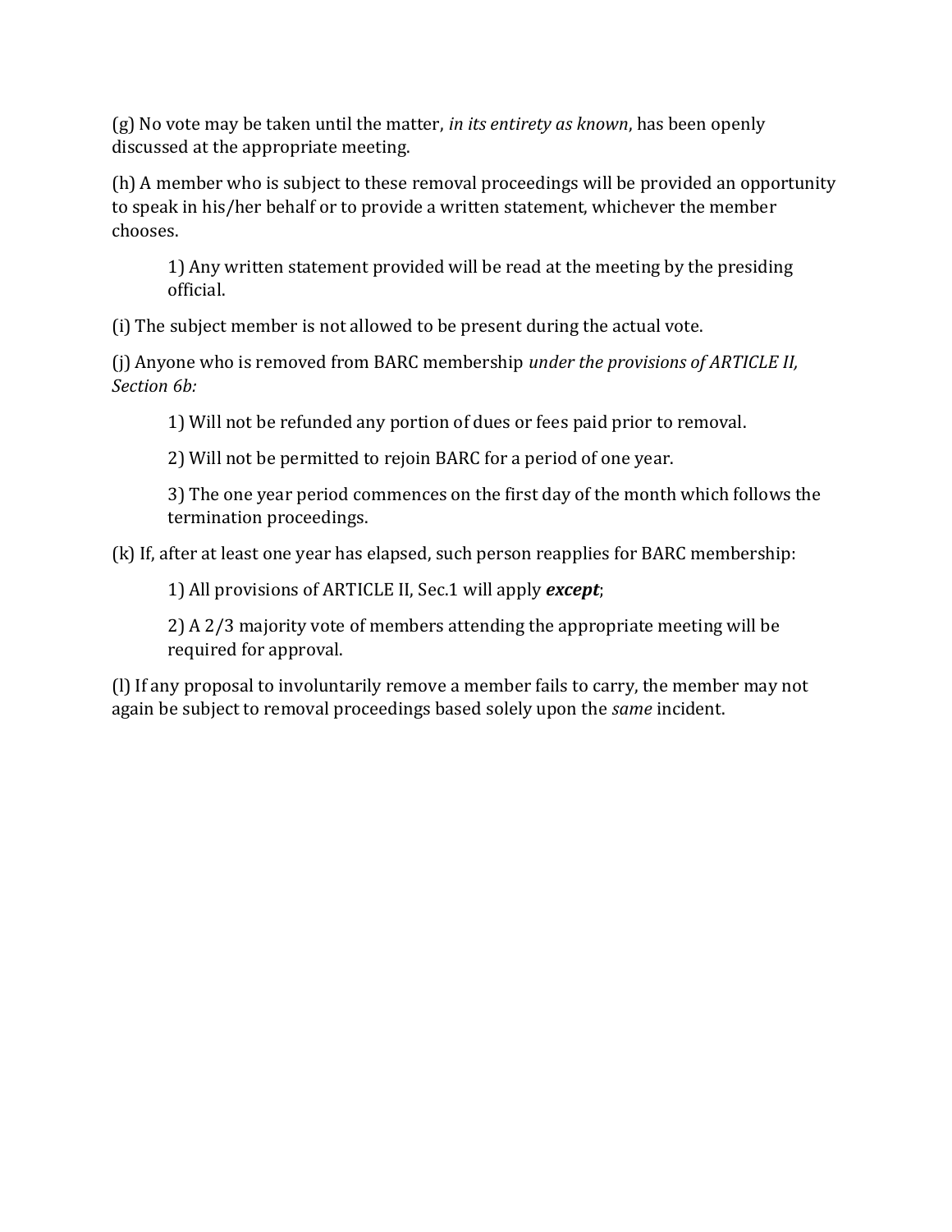(g) No vote may be taken until the matter, *in its entirety as known*, has been openly discussed at the appropriate meeting.

(h) A member who is subject to these removal proceedings will be provided an opportunity to speak in his/her behalf or to provide a written statement, whichever the member chooses.

> 1) Any written statement provided will be read at the meeting by the presiding official.

(i) The subject member is not allowed to be present during the actual vote.

(j) Anyone who is removed from BARC membership *under the provisions of ARTICLE II, Section 6b:*

> 1) Will not be refunded any portion of dues or fees paid prior to removal.
>
> 2) Will not be permitted to rejoin BARC for a period of one year.
>
> 3) The one year period commences on the first day of the month which follows the termination proceedings.

(k) If, after at least one year has elapsed, such person reapplies for BARC membership:

> 1) All provisions of ARTICLE II, Sec.1 will apply ***except***;
>
> 2) A 2/3 majority vote of members attending the appropriate meeting will be required for approval.

(l) If any proposal to involuntarily remove a member fails to carry, the member may not again be subject to removal proceedings based solely upon the *same* incident.